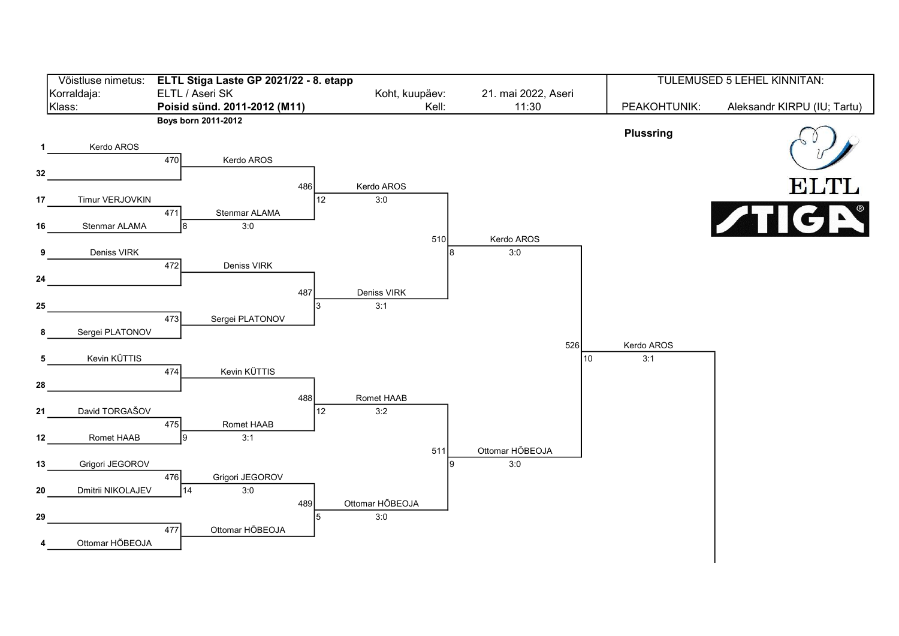| Võistluse nimetus: | **ELTL Stiga Laste GP 2021/22 - 8. etapp** | | | TULEMUSED 5 LEHEL KINNITAN: | |
|---|---|---|---|---|---|
| Korraldaja: | ELTL / Aseri SK | Koht, kuupäev: | 21. mai 2022, Aseri | | |
| Klass: | **Poisid sünd. 2011-2012 (M11)** | Kell: | 11:30 | PEAKOHTUNIK: | Aleksandr KIRPU (IU; Tartu) |

**Boys born 2011-2012**

**Plussring**

## First round

| Seed | Player |
|---|---|
| 1 | Kerdo AROS |
| 32 | |
| 17 | Timur VERJOVKIN |
| 16 | Stenmar ALAMA |
| 9 | Deniss VIRK |
| 24 | |
| 25 | |
| 8 | Sergei PLATONOV |
| 5 | Kevin KÜTTIS |
| 28 | |
| 21 | David TORGAŠOV |
| 12 | Romet HAAB |
| 13 | Grigori JEGOROV |
| 20 | Dmitrii NIKOLAJEV |
| 29 | |
| 4 | Ottomar HÕBEOJA |

## Matches

| Match | Table | Winner | Score |
|---|---|---|---|
| 470 | | Kerdo AROS | |
| 471 | 8 | Stenmar ALAMA | 3:0 |
| 472 | | Deniss VIRK | |
| 473 | | Sergei PLATONOV | |
| 474 | | Kevin KÜTTIS | |
| 475 | 9 | Romet HAAB | 3:1 |
| 476 | 14 | Grigori JEGOROV | 3:0 |
| 477 | | Ottomar HÕBEOJA | |
| 486 | 12 | Kerdo AROS | 3:0 |
| 487 | 3 | Deniss VIRK | 3:1 |
| 488 | 12 | Romet HAAB | 3:2 |
| 489 | 5 | Ottomar HÕBEOJA | 3:0 |
| 510 | 8 | Kerdo AROS | 3:0 |
| 511 | 9 | Ottomar HÕBEOJA | 3:0 |
| 526 | 10 | Kerdo AROS | 3:1 |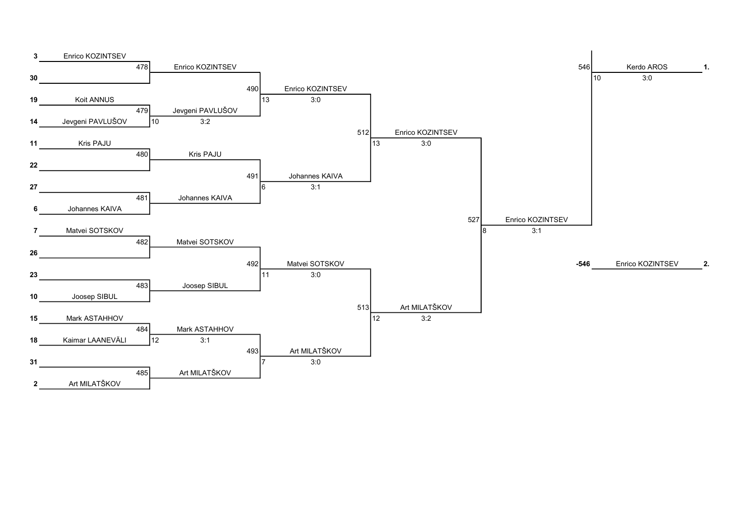## Round 1

| Seed | Player | Match | Winner | Score |
|---|---|---|---|---|
| 3 | Enrico KOZINTSEV | 478 | Enrico KOZINTSEV | |
| 30 | | | | |
| 19 | Koit ANNUS | 479 | Jevgeni PAVLUŠOV | 10 3:2 |
| 14 | Jevgeni PAVLUŠOV | | | |
| 11 | Kris PAJU | 480 | Kris PAJU | |
| 22 | | | | |
| 27 | | 481 | Johannes KAIVA | |
| 6 | Johannes KAIVA | | | |
| 7 | Matvei SOTSKOV | 482 | Matvei SOTSKOV | |
| 26 | | | | |
| 23 | | 483 | Joosep SIBUL | |
| 10 | Joosep SIBUL | | | |
| 15 | Mark ASTAHHOV | 484 | Mark ASTAHHOV | 12 3:1 |
| 18 | Kaimar LAANEVÄLI | | | |
| 31 | | 485 | Art MILATŠKOV | |
| 2 | Art MILATŠKOV | | | |

## Round 2

| Match | Winner | Score |
|---|---|---|
| 490 | Enrico KOZINTSEV | 13 3:0 |
| 491 | Johannes KAIVA | 6 3:1 |
| 492 | Matvei SOTSKOV | 11 3:0 |
| 493 | Art MILATŠKOV | 7 3:0 |

## Round 3

| Match | Winner | Score |
|---|---|---|
| 512 | Enrico KOZINTSEV | 13 3:0 |
| 513 | Art MILATŠKOV | 12 3:2 |

## Round 4

| Match | Winner | Score |
|---|---|---|
| 527 | Enrico KOZINTSEV | 8 3:1 |

## Final

| Match | Player | Score | Place |
|---|---|---|---|
| 546 | Kerdo AROS | 10 3:0 | 1. |
| -546 | Enrico KOZINTSEV | | 2. |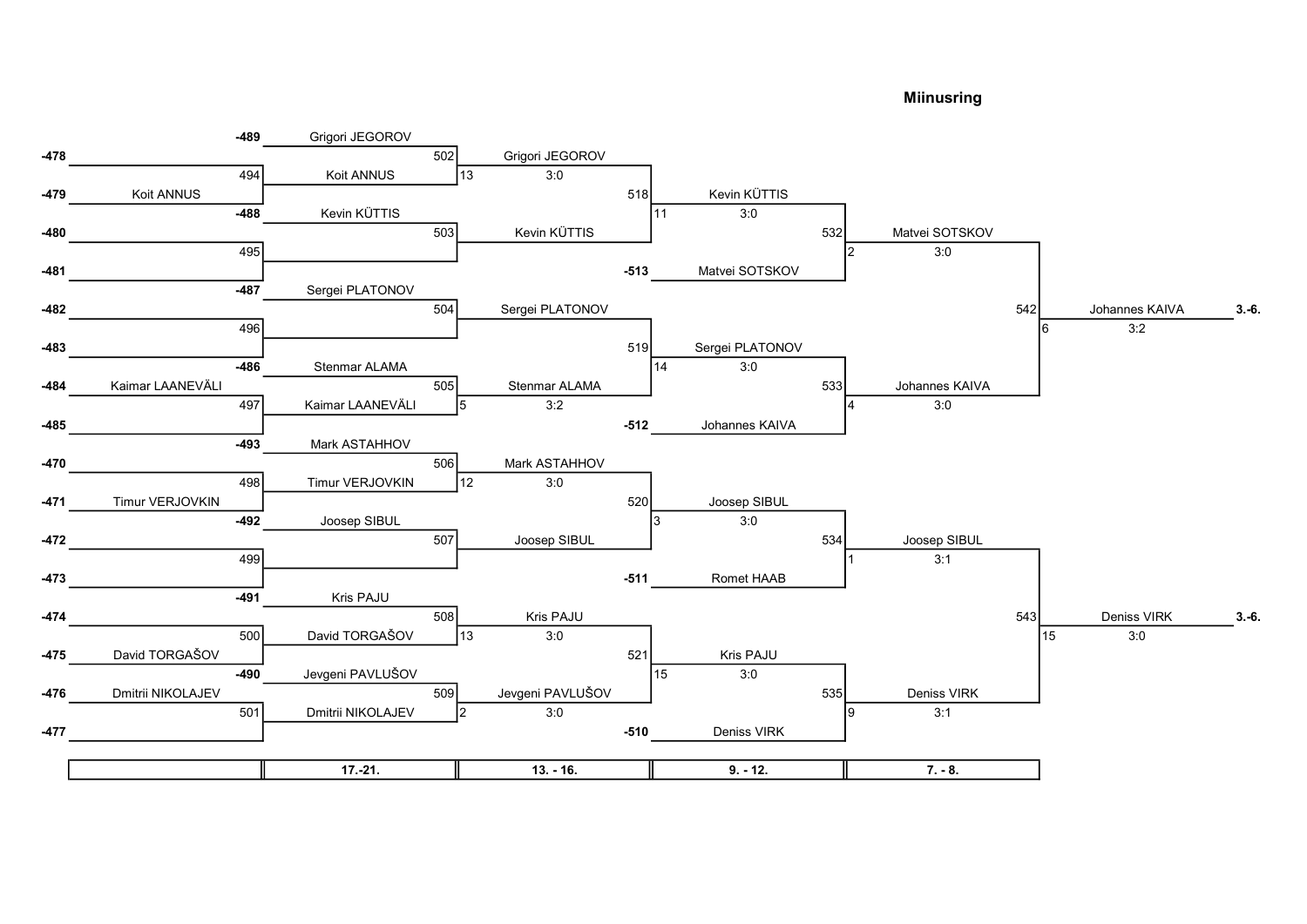## Miinusring

| Match | Round 1 | Match | 17.-21. | Match | 13. - 16. | Match | 9. - 12. | Match | 7. - 8. | Match | Result |
|---|---|---|---|---|---|---|---|---|---|---|---|
| -478 / -479 | Koit ANNUS | -489 / 494 | Grigori JEGOROV – Koit ANNUS | 502 | Grigori JEGOROV (13, 3:0) | | | | | | |
| -480 / -481 | | -488 / 495 | Kevin KÜTTIS – | 503 | Kevin KÜTTIS | 518 | Kevin KÜTTIS (11, 3:0) | | | | |
| | | | | -513 | Matvei SOTSKOV | 532 | Matvei SOTSKOV (2, 3:0) | | | | |
| -482 / -483 | | -487 / 496 | Sergei PLATONOV – | 504 | Sergei PLATONOV | | | | | | |
| -484 / -485 | Kaimar LAANEVÄLI | -486 / 497 | Stenmar ALAMA – Kaimar LAANEVÄLI | 505 | Stenmar ALAMA (5, 3:2) | 519 | Sergei PLATONOV (14, 3:0) | | | | |
| | | | | -512 | Johannes KAIVA | 533 | Johannes KAIVA (4, 3:0) | 542 | Johannes KAIVA (6, 3:2) | | 3.-6. |
| -470 / -471 | Timur VERJOVKIN | -493 / 498 | Mark ASTAHHOV – Timur VERJOVKIN | 506 | Mark ASTAHHOV (12, 3:0) | | | | | | |
| -472 / -473 | | -492 / 499 | Joosep SIBUL – | 507 | Joosep SIBUL | 520 | Joosep SIBUL (3, 3:0) | | | | |
| | | | | -511 | Romet HAAB | 534 | Joosep SIBUL (1, 3:1) | | | | |
| -474 / -475 | David TORGAŠOV | -491 / 500 | Kris PAJU – David TORGAŠOV | 508 | Kris PAJU (13, 3:0) | | | | | | |
| -476 / -477 | Dmitrii NIKOLAJEV | -490 / 501 | Jevgeni PAVLUŠOV – Dmitrii NIKOLAJEV | 509 | Jevgeni PAVLUŠOV (2, 3:0) | 521 | Kris PAJU (15, 3:0) | | | | |
| | | | | -510 | Deniss VIRK | 535 | Deniss VIRK (9, 3:1) | 543 | Deniss VIRK (15, 3:0) | | 3.-6. |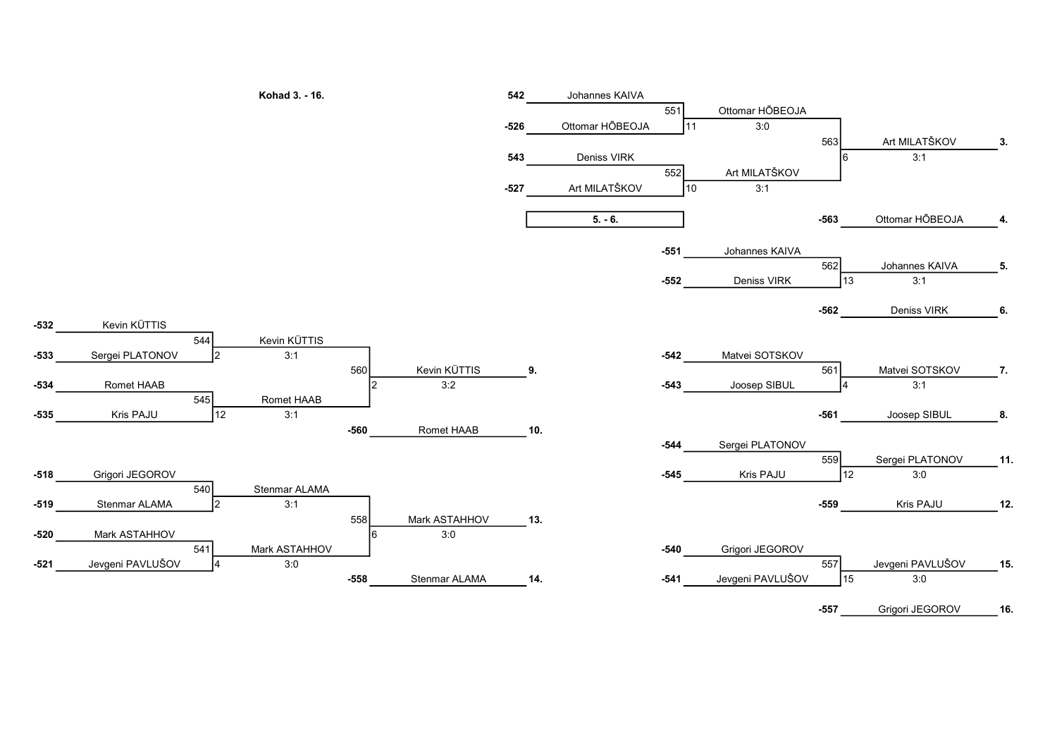**Kohad 3. - 16.**

### Kohad 3. - 4.

| Match | Player 1 | Player 2 | Winner | Table | Score |
|---|---|---|---|---|---|
| 551 | 542 Johannes KAIVA | -526 Ottomar HÕBEOJA | Ottomar HÕBEOJA | 11 | 3:0 |
| 552 | 543 Deniss VIRK | -527 Art MILATŠKOV | Art MILATŠKOV | 10 | 3:1 |
| 563 | Ottomar HÕBEOJA | Art MILATŠKOV | Art MILATŠKOV | 6 | 3:1 |

- 3. Art MILATŠKOV
- 4. -563 Ottomar HÕBEOJA

### 5. - 6.

| Match | Player 1 | Player 2 | Winner | Table | Score |
|---|---|---|---|---|---|
| 562 | -551 Johannes KAIVA | -552 Deniss VIRK | Johannes KAIVA | 13 | 3:1 |

- 5. Johannes KAIVA
- 6. -562 Deniss VIRK

### 7. - 8.

| Match | Player 1 | Player 2 | Winner | Table | Score |
|---|---|---|---|---|---|
| 561 | -542 Matvei SOTSKOV | -543 Joosep SIBUL | Matvei SOTSKOV | 4 | 3:1 |

- 7. Matvei SOTSKOV
- 8. -561 Joosep SIBUL

### 9. - 12.

| Match | Player 1 | Player 2 | Winner | Table | Score |
|---|---|---|---|---|---|
| 544 | -532 Kevin KÜTTIS | -533 Sergei PLATONOV | Kevin KÜTTIS | 2 | 3:1 |
| 545 | -534 Romet HAAB | -535 Kris PAJU | Romet HAAB | 12 | 3:1 |
| 560 | Kevin KÜTTIS | Romet HAAB | Kevin KÜTTIS | 2 | 3:2 |
| 559 | -544 Sergei PLATONOV | -545 Kris PAJU | Sergei PLATONOV | 12 | 3:0 |

- 9. Kevin KÜTTIS
- 10. -560 Romet HAAB
- 11. Sergei PLATONOV
- 12. -559 Kris PAJU

### 13. - 16.

| Match | Player 1 | Player 2 | Winner | Table | Score |
|---|---|---|---|---|---|
| 540 | -518 Grigori JEGOROV | -519 Stenmar ALAMA | Stenmar ALAMA | 2 | 3:1 |
| 541 | -520 Mark ASTAHHOV | -521 Jevgeni PAVLUŠOV | Mark ASTAHHOV | 4 | 3:0 |
| 558 | Stenmar ALAMA | Mark ASTAHHOV | Mark ASTAHHOV | 6 | 3:0 |
| 557 | -540 Grigori JEGOROV | -541 Jevgeni PAVLUŠOV | Jevgeni PAVLUŠOV | 15 | 3:0 |

- 13. Mark ASTAHHOV
- 14. -558 Stenmar ALAMA
- 15. Jevgeni PAVLUŠOV
- 16. -557 Grigori JEGOROV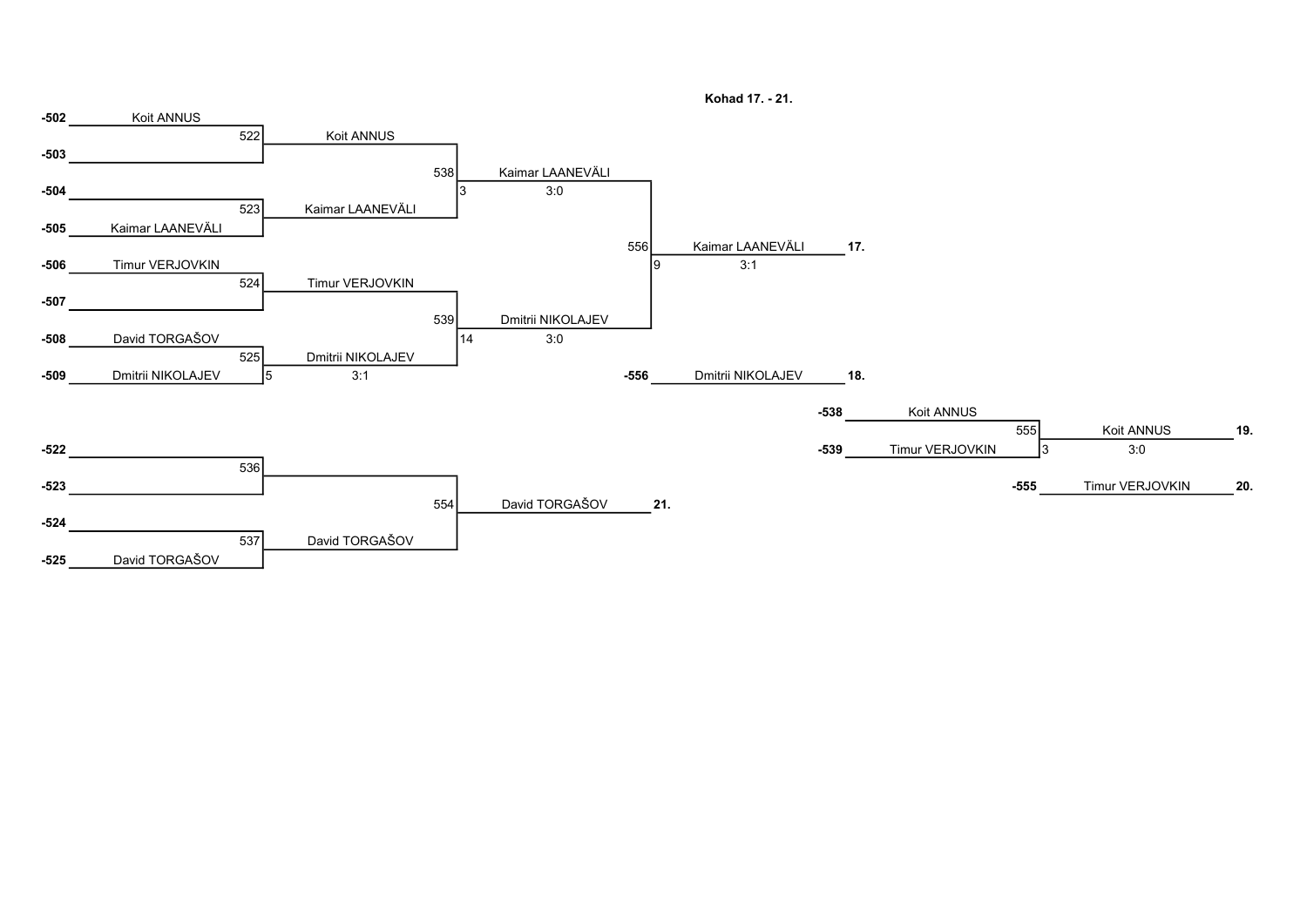**Kohad 17. - 21.**

-502 Koit ANNUS
522 Koit ANNUS
-503

538 Kaimar LAANEVÄLI
3 3:0

-504
523 Kaimar LAANEVÄLI
-505 Kaimar LAANEVÄLI

556 Kaimar LAANEVÄLI **17.**
9 3:1

-506 Timur VERJOVKIN
524 Timur VERJOVKIN
-507

539 Dmitrii NIKOLAJEV
14 3:0

-508 David TORGAŠOV
525 Dmitrii NIKOLAJEV
-509 Dmitrii NIKOLAJEV
5 3:1

-556 Dmitrii NIKOLAJEV **18.**

-538 Koit ANNUS
555 Koit ANNUS **19.**
-539 Timur VERJOVKIN
3 3:0

-555 Timur VERJOVKIN **20.**

-522
536
-523

554 David TORGAŠOV **21.**

-524
537 David TORGAŠOV
-525 David TORGAŠOV